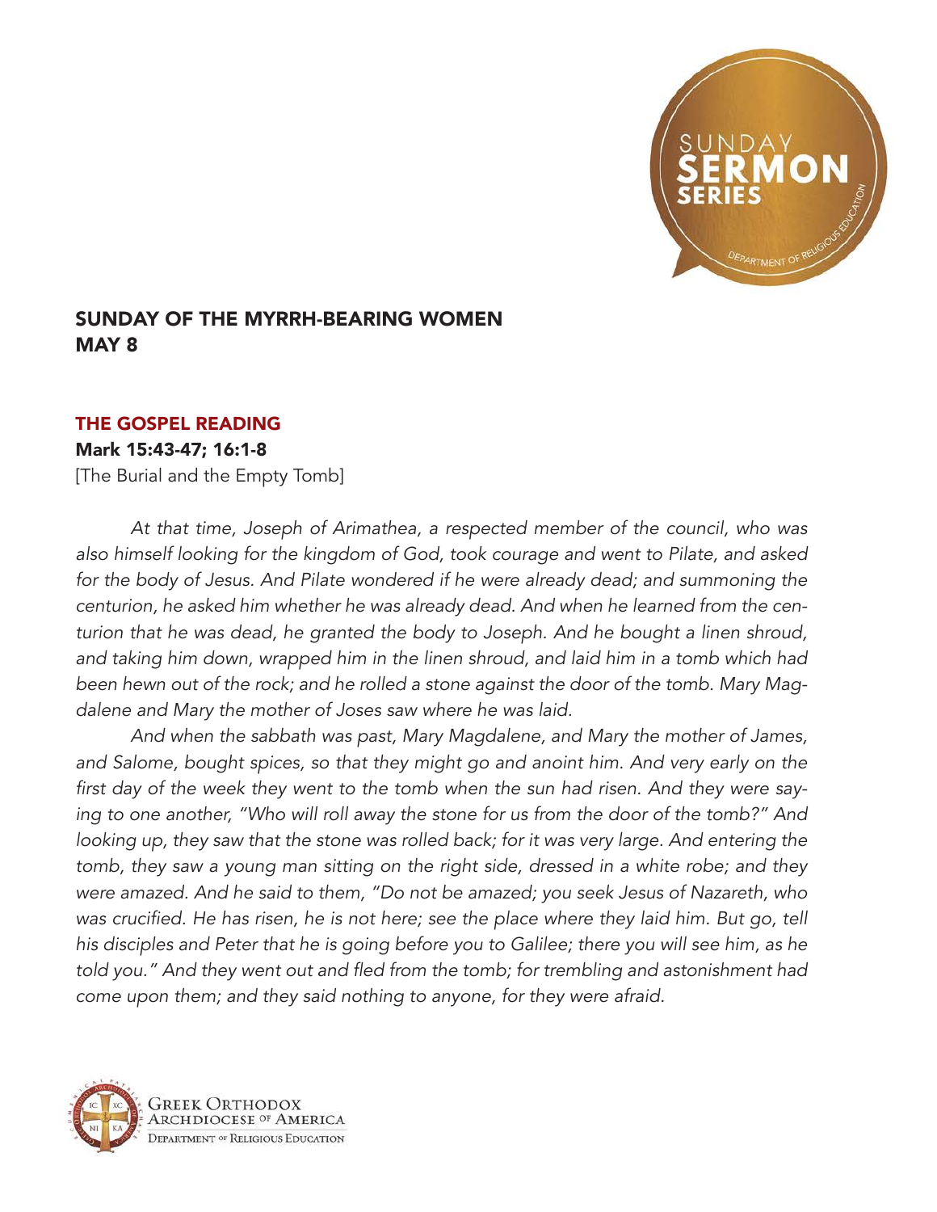# SUNDAY OF THE MYRRH-BEARING WOMEN
# MAY 8

## THE GOSPEL READING

**Mark 15:43-47; 16:1-8**

[The Burial and the Empty Tomb]

*At that time, Joseph of Arimathea, a respected member of the council, who was also himself looking for the kingdom of God, took courage and went to Pilate, and asked for the body of Jesus. And Pilate wondered if he were already dead; and summoning the centurion, he asked him whether he was already dead. And when he learned from the centurion that he was dead, he granted the body to Joseph. And he bought a linen shroud, and taking him down, wrapped him in the linen shroud, and laid him in a tomb which had been hewn out of the rock; and he rolled a stone against the door of the tomb. Mary Magdalene and Mary the mother of Joses saw where he was laid.*

*And when the sabbath was past, Mary Magdalene, and Mary the mother of James, and Salome, bought spices, so that they might go and anoint him. And very early on the first day of the week they went to the tomb when the sun had risen. And they were saying to one another, "Who will roll away the stone for us from the door of the tomb?" And looking up, they saw that the stone was rolled back; for it was very large. And entering the tomb, they saw a young man sitting on the right side, dressed in a white robe; and they were amazed. And he said to them, "Do not be amazed; you seek Jesus of Nazareth, who was crucified. He has risen, he is not here; see the place where they laid him. But go, tell his disciples and Peter that he is going before you to Galilee; there you will see him, as he told you." And they went out and fled from the tomb; for trembling and astonishment had come upon them; and they said nothing to anyone, for they were afraid.*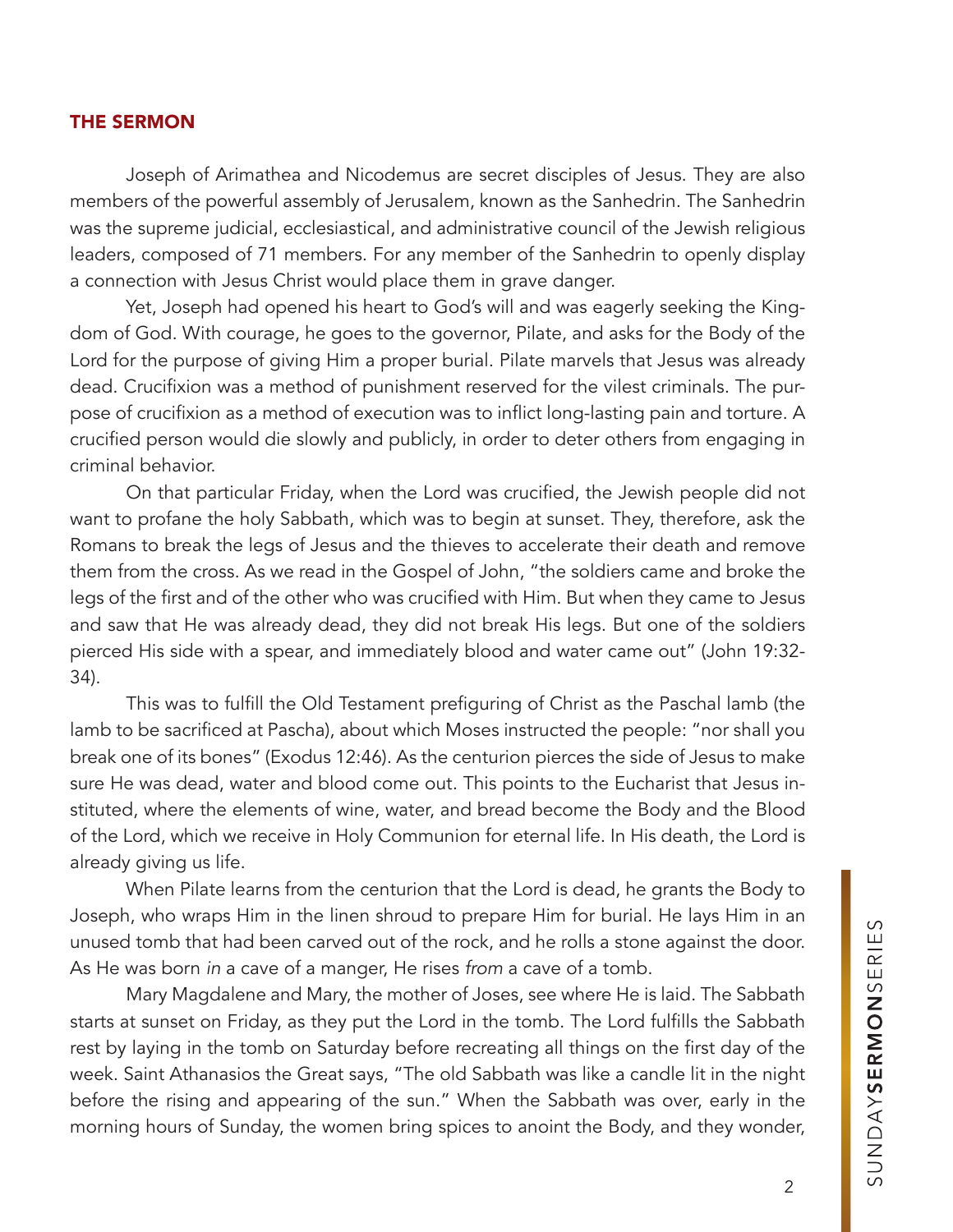## THE SERMON

Joseph of Arimathea and Nicodemus are secret disciples of Jesus. They are also members of the powerful assembly of Jerusalem, known as the Sanhedrin. The Sanhedrin was the supreme judicial, ecclesiastical, and administrative council of the Jewish religious leaders, composed of 71 members. For any member of the Sanhedrin to openly display a connection with Jesus Christ would place them in grave danger.

Yet, Joseph had opened his heart to God's will and was eagerly seeking the Kingdom of God. With courage, he goes to the governor, Pilate, and asks for the Body of the Lord for the purpose of giving Him a proper burial. Pilate marvels that Jesus was already dead. Crucifixion was a method of punishment reserved for the vilest criminals. The purpose of crucifixion as a method of execution was to inflict long-lasting pain and torture. A crucified person would die slowly and publicly, in order to deter others from engaging in criminal behavior.

On that particular Friday, when the Lord was crucified, the Jewish people did not want to profane the holy Sabbath, which was to begin at sunset. They, therefore, ask the Romans to break the legs of Jesus and the thieves to accelerate their death and remove them from the cross. As we read in the Gospel of John, "the soldiers came and broke the legs of the first and of the other who was crucified with Him. But when they came to Jesus and saw that He was already dead, they did not break His legs. But one of the soldiers pierced His side with a spear, and immediately blood and water came out" (John 19:32-34).

This was to fulfill the Old Testament prefiguring of Christ as the Paschal lamb (the lamb to be sacrificed at Pascha), about which Moses instructed the people: "nor shall you break one of its bones" (Exodus 12:46). As the centurion pierces the side of Jesus to make sure He was dead, water and blood come out. This points to the Eucharist that Jesus instituted, where the elements of wine, water, and bread become the Body and the Blood of the Lord, which we receive in Holy Communion for eternal life. In His death, the Lord is already giving us life.

When Pilate learns from the centurion that the Lord is dead, he grants the Body to Joseph, who wraps Him in the linen shroud to prepare Him for burial. He lays Him in an unused tomb that had been carved out of the rock, and he rolls a stone against the door. As He was born *in* a cave of a manger, He rises *from* a cave of a tomb.

Mary Magdalene and Mary, the mother of Joses, see where He is laid. The Sabbath starts at sunset on Friday, as they put the Lord in the tomb. The Lord fulfills the Sabbath rest by laying in the tomb on Saturday before recreating all things on the first day of the week. Saint Athanasios the Great says, "The old Sabbath was like a candle lit in the night before the rising and appearing of the sun." When the Sabbath was over, early in the morning hours of Sunday, the women bring spices to anoint the Body, and they wonder,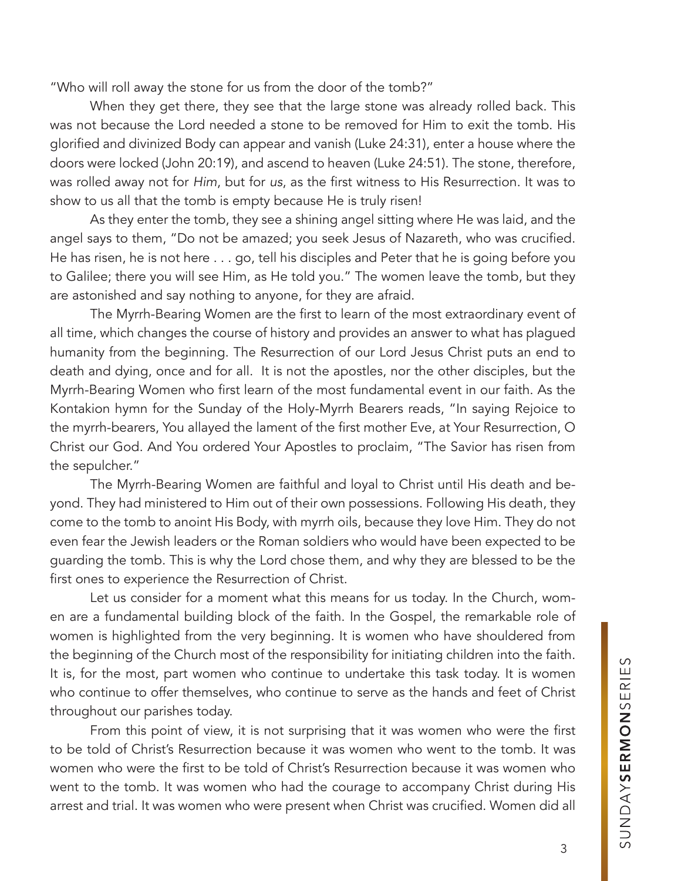"Who will roll away the stone for us from the door of the tomb?"

When they get there, they see that the large stone was already rolled back. This was not because the Lord needed a stone to be removed for Him to exit the tomb. His glorified and divinized Body can appear and vanish (Luke 24:31), enter a house where the doors were locked (John 20:19), and ascend to heaven (Luke 24:51). The stone, therefore, was rolled away not for *Him*, but for *us*, as the first witness to His Resurrection. It was to show to us all that the tomb is empty because He is truly risen!

As they enter the tomb, they see a shining angel sitting where He was laid, and the angel says to them, "Do not be amazed; you seek Jesus of Nazareth, who was crucified. He has risen, he is not here . . . go, tell his disciples and Peter that he is going before you to Galilee; there you will see Him, as He told you." The women leave the tomb, but they are astonished and say nothing to anyone, for they are afraid.

The Myrrh-Bearing Women are the first to learn of the most extraordinary event of all time, which changes the course of history and provides an answer to what has plagued humanity from the beginning. The Resurrection of our Lord Jesus Christ puts an end to death and dying, once and for all. It is not the apostles, nor the other disciples, but the Myrrh-Bearing Women who first learn of the most fundamental event in our faith. As the Kontakion hymn for the Sunday of the Holy-Myrrh Bearers reads, "In saying Rejoice to the myrrh-bearers, You allayed the lament of the first mother Eve, at Your Resurrection, O Christ our God. And You ordered Your Apostles to proclaim, "The Savior has risen from the sepulcher."

The Myrrh-Bearing Women are faithful and loyal to Christ until His death and beyond. They had ministered to Him out of their own possessions. Following His death, they come to the tomb to anoint His Body, with myrrh oils, because they love Him. They do not even fear the Jewish leaders or the Roman soldiers who would have been expected to be guarding the tomb. This is why the Lord chose them, and why they are blessed to be the first ones to experience the Resurrection of Christ.

Let us consider for a moment what this means for us today. In the Church, women are a fundamental building block of the faith. In the Gospel, the remarkable role of women is highlighted from the very beginning. It is women who have shouldered from the beginning of the Church most of the responsibility for initiating children into the faith. It is, for the most, part women who continue to undertake this task today. It is women who continue to offer themselves, who continue to serve as the hands and feet of Christ throughout our parishes today.

From this point of view, it is not surprising that it was women who were the first to be told of Christ's Resurrection because it was women who went to the tomb. It was women who were the first to be told of Christ's Resurrection because it was women who went to the tomb. It was women who had the courage to accompany Christ during His arrest and trial. It was women who were present when Christ was crucified. Women did all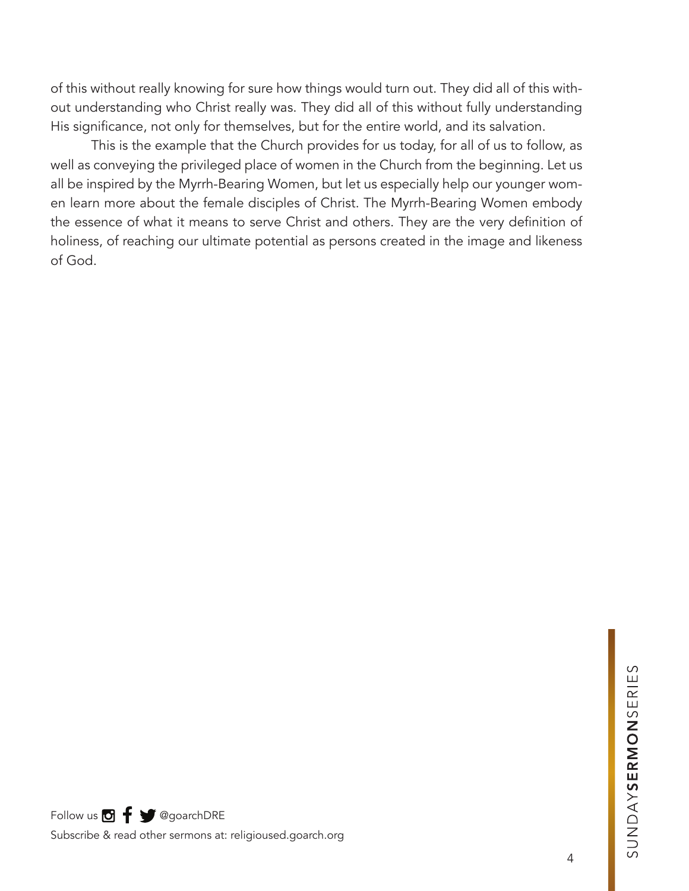of this without really knowing for sure how things would turn out. They did all of this without understanding who Christ really was. They did all of this without fully understanding His significance, not only for themselves, but for the entire world, and its salvation.

This is the example that the Church provides for us today, for all of us to follow, as well as conveying the privileged place of women in the Church from the beginning. Let us all be inspired by the Myrrh-Bearing Women, but let us especially help our younger women learn more about the female disciples of Christ. The Myrrh-Bearing Women embody the essence of what it means to serve Christ and others. They are the very definition of holiness, of reaching our ultimate potential as persons created in the image and likeness of God.

Follow us @goarchDRE

Subscribe & read other sermons at: religioused.goarch.org